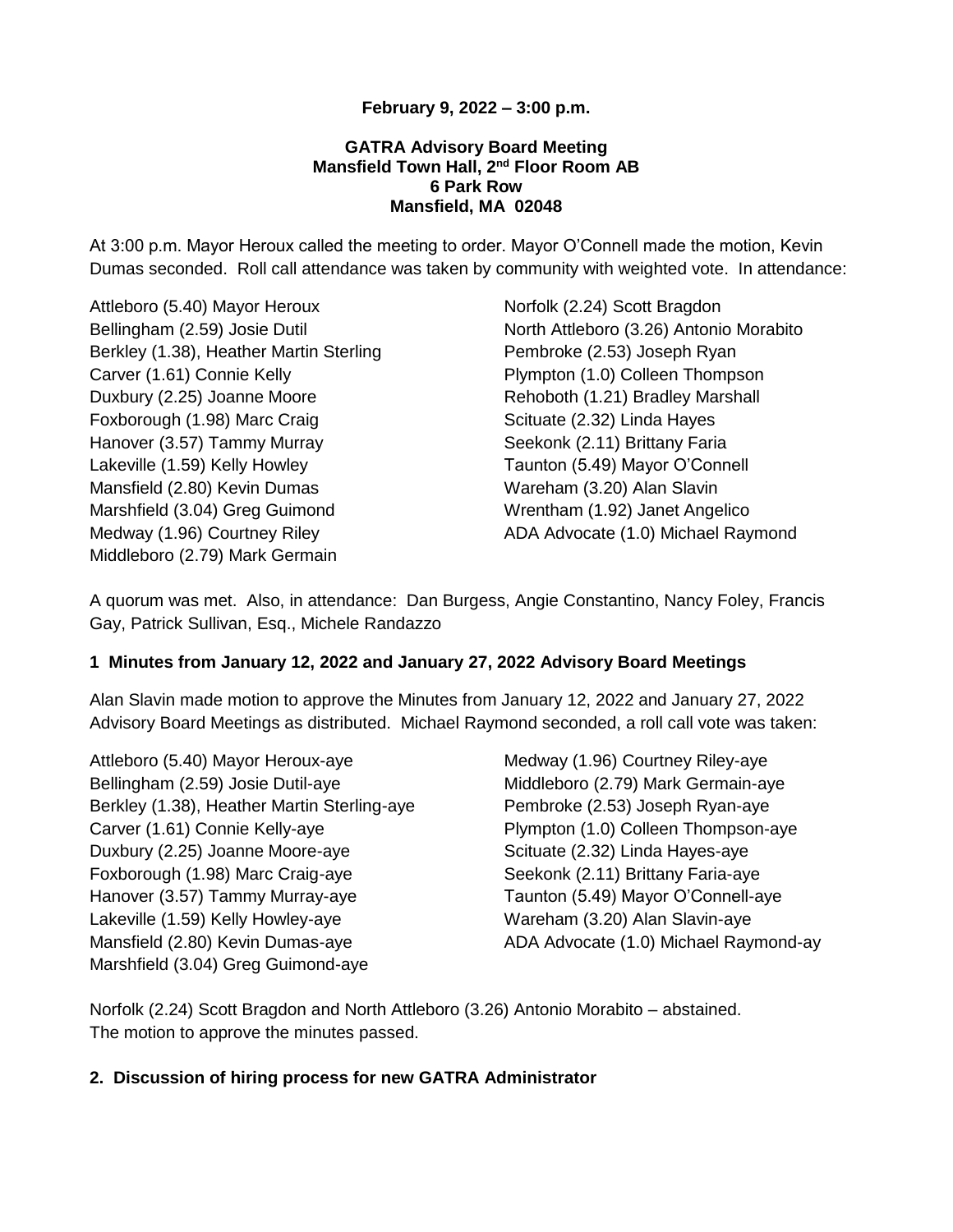**February 9, 2022 – 3:00 p.m.**

**GATRA Advisory Board Meeting**
**Mansfield Town Hall, 2nd Floor Room AB**
**6 Park Row**
**Mansfield, MA 02048**

At 3:00 p.m. Mayor Heroux called the meeting to order. Mayor O'Connell made the motion, Kevin Dumas seconded. Roll call attendance was taken by community with weighted vote. In attendance:

Attleboro (5.40) Mayor Heroux
Bellingham (2.59) Josie Dutil
Berkley (1.38), Heather Martin Sterling
Carver (1.61) Connie Kelly
Duxbury (2.25) Joanne Moore
Foxborough (1.98) Marc Craig
Hanover (3.57) Tammy Murray
Lakeville (1.59) Kelly Howley
Mansfield (2.80) Kevin Dumas
Marshfield (3.04) Greg Guimond
Medway (1.96) Courtney Riley
Middleboro (2.79) Mark Germain
Norfolk (2.24) Scott Bragdon
North Attleboro (3.26) Antonio Morabito
Pembroke (2.53) Joseph Ryan
Plympton (1.0) Colleen Thompson
Rehoboth (1.21) Bradley Marshall
Scituate (2.32) Linda Hayes
Seekonk (2.11) Brittany Faria
Taunton (5.49) Mayor O'Connell
Wareham (3.20) Alan Slavin
Wrentham (1.92) Janet Angelico
ADA Advocate (1.0) Michael Raymond

A quorum was met. Also, in attendance: Dan Burgess, Angie Constantino, Nancy Foley, Francis Gay, Patrick Sullivan, Esq., Michele Randazzo

**1 Minutes from January 12, 2022 and January 27, 2022 Advisory Board Meetings**

Alan Slavin made motion to approve the Minutes from January 12, 2022 and January 27, 2022 Advisory Board Meetings as distributed. Michael Raymond seconded, a roll call vote was taken:

Attleboro (5.40) Mayor Heroux-aye
Bellingham (2.59) Josie Dutil-aye
Berkley (1.38), Heather Martin Sterling-aye
Carver (1.61) Connie Kelly-aye
Duxbury (2.25) Joanne Moore-aye
Foxborough (1.98) Marc Craig-aye
Hanover (3.57) Tammy Murray-aye
Lakeville (1.59) Kelly Howley-aye
Mansfield (2.80) Kevin Dumas-aye
Marshfield (3.04) Greg Guimond-aye
Medway (1.96) Courtney Riley-aye
Middleboro (2.79) Mark Germain-aye
Pembroke (2.53) Joseph Ryan-aye
Plympton (1.0) Colleen Thompson-aye
Scituate (2.32) Linda Hayes-aye
Seekonk (2.11) Brittany Faria-aye
Taunton (5.49) Mayor O'Connell-aye
Wareham (3.20) Alan Slavin-aye
ADA Advocate (1.0) Michael Raymond-ay

Norfolk (2.24) Scott Bragdon and North Attleboro (3.26) Antonio Morabito – abstained.
The motion to approve the minutes passed.

**2. Discussion of hiring process for new GATRA Administrator**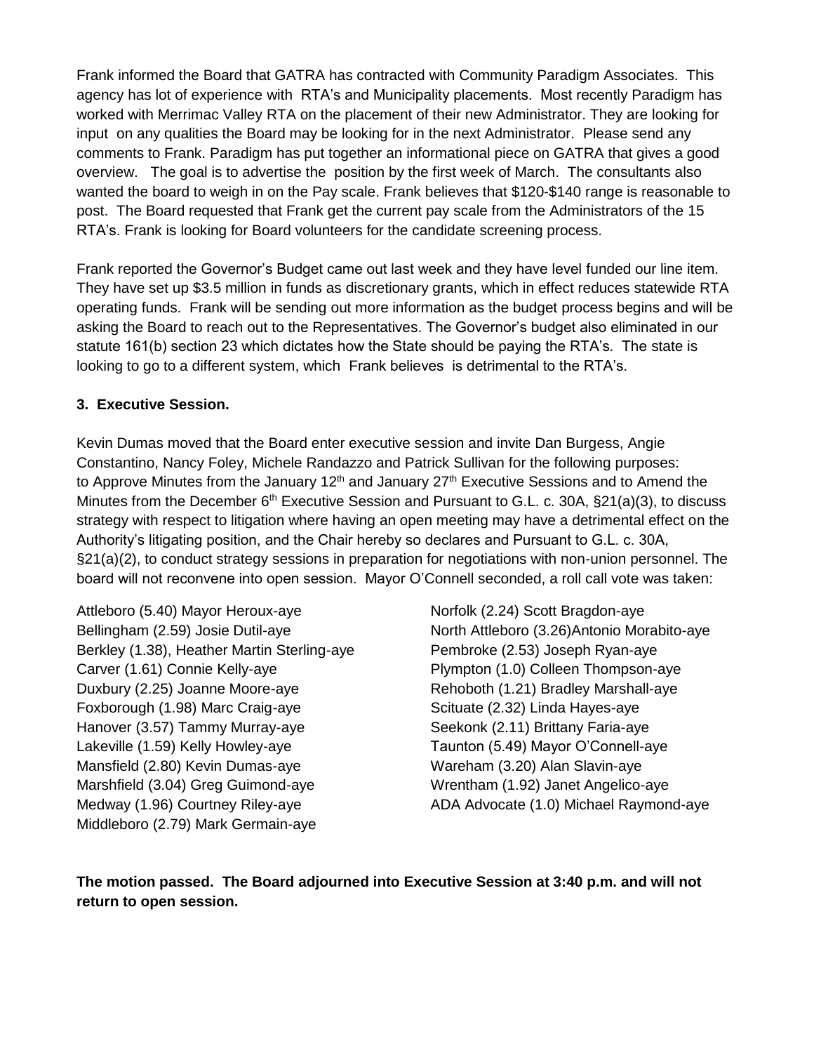Frank informed the Board that GATRA has contracted with Community Paradigm Associates. This agency has lot of experience with RTA's and Municipality placements. Most recently Paradigm has worked with Merrimac Valley RTA on the placement of their new Administrator. They are looking for input on any qualities the Board may be looking for in the next Administrator. Please send any comments to Frank. Paradigm has put together an informational piece on GATRA that gives a good overview. The goal is to advertise the position by the first week of March. The consultants also wanted the board to weigh in on the Pay scale. Frank believes that $120-$140 range is reasonable to post. The Board requested that Frank get the current pay scale from the Administrators of the 15 RTA's. Frank is looking for Board volunteers for the candidate screening process.

Frank reported the Governor's Budget came out last week and they have level funded our line item. They have set up $3.5 million in funds as discretionary grants, which in effect reduces statewide RTA operating funds. Frank will be sending out more information as the budget process begins and will be asking the Board to reach out to the Representatives. The Governor's budget also eliminated in our statute 161(b) section 23 which dictates how the State should be paying the RTA's. The state is looking to go to a different system, which Frank believes is detrimental to the RTA's.

**3. Executive Session.**

Kevin Dumas moved that the Board enter executive session and invite Dan Burgess, Angie Constantino, Nancy Foley, Michele Randazzo and Patrick Sullivan for the following purposes: to Approve Minutes from the January 12th and January 27th Executive Sessions and to Amend the Minutes from the December 6th Executive Session and Pursuant to G.L. c. 30A, §21(a)(3), to discuss strategy with respect to litigation where having an open meeting may have a detrimental effect on the Authority's litigating position, and the Chair hereby so declares and Pursuant to G.L. c. 30A, §21(a)(2), to conduct strategy sessions in preparation for negotiations with non-union personnel. The board will not reconvene into open session. Mayor O'Connell seconded, a roll call vote was taken:

Attleboro (5.40) Mayor Heroux-aye
Bellingham (2.59) Josie Dutil-aye
Berkley (1.38), Heather Martin Sterling-aye
Carver (1.61) Connie Kelly-aye
Duxbury (2.25) Joanne Moore-aye
Foxborough (1.98) Marc Craig-aye
Hanover (3.57) Tammy Murray-aye
Lakeville (1.59) Kelly Howley-aye
Mansfield (2.80) Kevin Dumas-aye
Marshfield (3.04) Greg Guimond-aye
Medway (1.96) Courtney Riley-aye
Middleboro (2.79) Mark Germain-aye
Norfolk (2.24) Scott Bragdon-aye
North Attleboro (3.26)Antonio Morabito-aye
Pembroke (2.53) Joseph Ryan-aye
Plympton (1.0) Colleen Thompson-aye
Rehoboth (1.21) Bradley Marshall-aye
Scituate (2.32) Linda Hayes-aye
Seekonk (2.11) Brittany Faria-aye
Taunton (5.49) Mayor O'Connell-aye
Wareham (3.20) Alan Slavin-aye
Wrentham (1.92) Janet Angelico-aye
ADA Advocate (1.0) Michael Raymond-aye

**The motion passed. The Board adjourned into Executive Session at 3:40 p.m. and will not return to open session.**